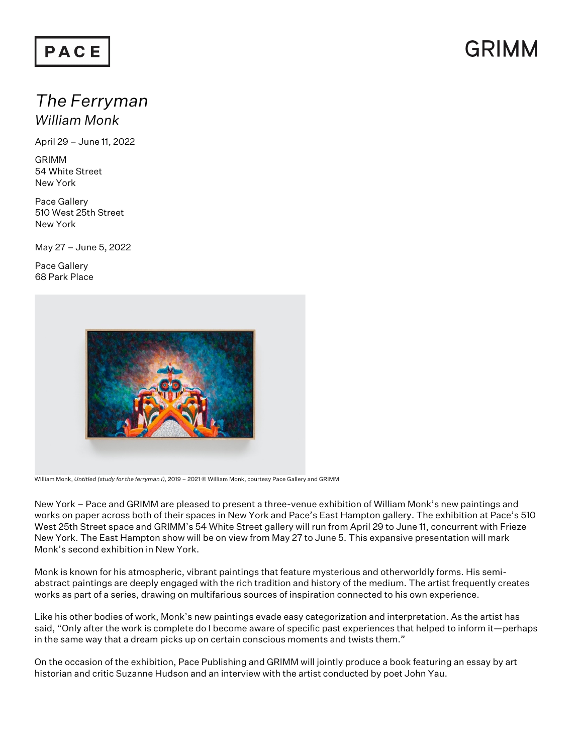PACE

GRIMM

# *The Ferryman*
## *William Monk*

April 29 – June 11, 2022

GRIMM
54 White Street
New York

Pace Gallery
510 West 25th Street
New York

May 27 – June 5, 2022

Pace Gallery
68 Park Place

William Monk, *Untitled (study for the ferryman I)*, 2019 – 2021 © William Monk, courtesy Pace Gallery and GRIMM

New York – Pace and GRIMM are pleased to present a three-venue exhibition of William Monk's new paintings and works on paper across both of their spaces in New York and Pace's East Hampton gallery. The exhibition at Pace's 510 West 25th Street space and GRIMM's 54 White Street gallery will run from April 29 to June 11, concurrent with Frieze New York. The East Hampton show will be on view from May 27 to June 5. This expansive presentation will mark Monk's second exhibition in New York.

Monk is known for his atmospheric, vibrant paintings that feature mysterious and otherworldly forms. His semi-abstract paintings are deeply engaged with the rich tradition and history of the medium. The artist frequently creates works as part of a series, drawing on multifarious sources of inspiration connected to his own experience.

Like his other bodies of work, Monk's new paintings evade easy categorization and interpretation. As the artist has said, "Only after the work is complete do I become aware of specific past experiences that helped to inform it—perhaps in the same way that a dream picks up on certain conscious moments and twists them."

On the occasion of the exhibition, Pace Publishing and GRIMM will jointly produce a book featuring an essay by art historian and critic Suzanne Hudson and an interview with the artist conducted by poet John Yau.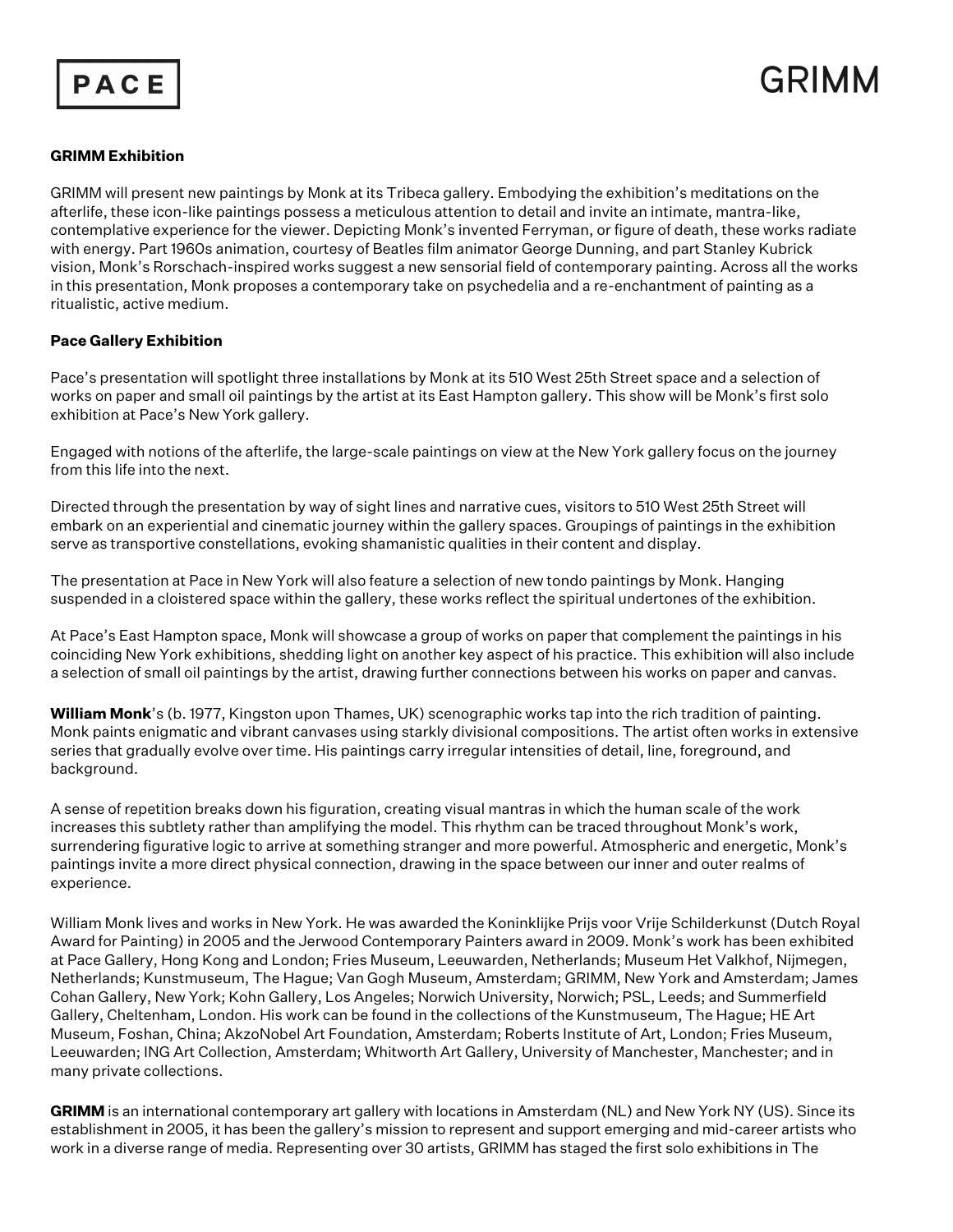**GRIMM Exhibition**

GRIMM will present new paintings by Monk at its Tribeca gallery. Embodying the exhibition's meditations on the afterlife, these icon-like paintings possess a meticulous attention to detail and invite an intimate, mantra-like, contemplative experience for the viewer. Depicting Monk's invented Ferryman, or figure of death, these works radiate with energy. Part 1960s animation, courtesy of Beatles film animator George Dunning, and part Stanley Kubrick vision, Monk's Rorschach-inspired works suggest a new sensorial field of contemporary painting. Across all the works in this presentation, Monk proposes a contemporary take on psychedelia and a re-enchantment of painting as a ritualistic, active medium.

**Pace Gallery Exhibition**

Pace's presentation will spotlight three installations by Monk at its 510 West 25th Street space and a selection of works on paper and small oil paintings by the artist at its East Hampton gallery. This show will be Monk's first solo exhibition at Pace's New York gallery.

Engaged with notions of the afterlife, the large-scale paintings on view at the New York gallery focus on the journey from this life into the next.

Directed through the presentation by way of sight lines and narrative cues, visitors to 510 West 25th Street will embark on an experiential and cinematic journey within the gallery spaces. Groupings of paintings in the exhibition serve as transportive constellations, evoking shamanistic qualities in their content and display.

The presentation at Pace in New York will also feature a selection of new tondo paintings by Monk. Hanging suspended in a cloistered space within the gallery, these works reflect the spiritual undertones of the exhibition.

At Pace's East Hampton space, Monk will showcase a group of works on paper that complement the paintings in his coinciding New York exhibitions, shedding light on another key aspect of his practice. This exhibition will also include a selection of small oil paintings by the artist, drawing further connections between his works on paper and canvas.

**William Monk**'s (b. 1977, Kingston upon Thames, UK) scenographic works tap into the rich tradition of painting. Monk paints enigmatic and vibrant canvases using starkly divisional compositions. The artist often works in extensive series that gradually evolve over time. His paintings carry irregular intensities of detail, line, foreground, and background.

A sense of repetition breaks down his figuration, creating visual mantras in which the human scale of the work increases this subtlety rather than amplifying the model. This rhythm can be traced throughout Monk's work, surrendering figurative logic to arrive at something stranger and more powerful. Atmospheric and energetic, Monk's paintings invite a more direct physical connection, drawing in the space between our inner and outer realms of experience.

William Monk lives and works in New York. He was awarded the Koninklijke Prijs voor Vrije Schilderkunst (Dutch Royal Award for Painting) in 2005 and the Jerwood Contemporary Painters award in 2009. Monk's work has been exhibited at Pace Gallery, Hong Kong and London; Fries Museum, Leeuwarden, Netherlands; Museum Het Valkhof, Nijmegen, Netherlands; Kunstmuseum, The Hague; Van Gogh Museum, Amsterdam; GRIMM, New York and Amsterdam; James Cohan Gallery, New York; Kohn Gallery, Los Angeles; Norwich University, Norwich; PSL, Leeds; and Summerfield Gallery, Cheltenham, London. His work can be found in the collections of the Kunstmuseum, The Hague; HE Art Museum, Foshan, China; AkzoNobel Art Foundation, Amsterdam; Roberts Institute of Art, London; Fries Museum, Leeuwarden; ING Art Collection, Amsterdam; Whitworth Art Gallery, University of Manchester, Manchester; and in many private collections.

**GRIMM** is an international contemporary art gallery with locations in Amsterdam (NL) and New York NY (US). Since its establishment in 2005, it has been the gallery's mission to represent and support emerging and mid-career artists who work in a diverse range of media. Representing over 30 artists, GRIMM has staged the first solo exhibitions in The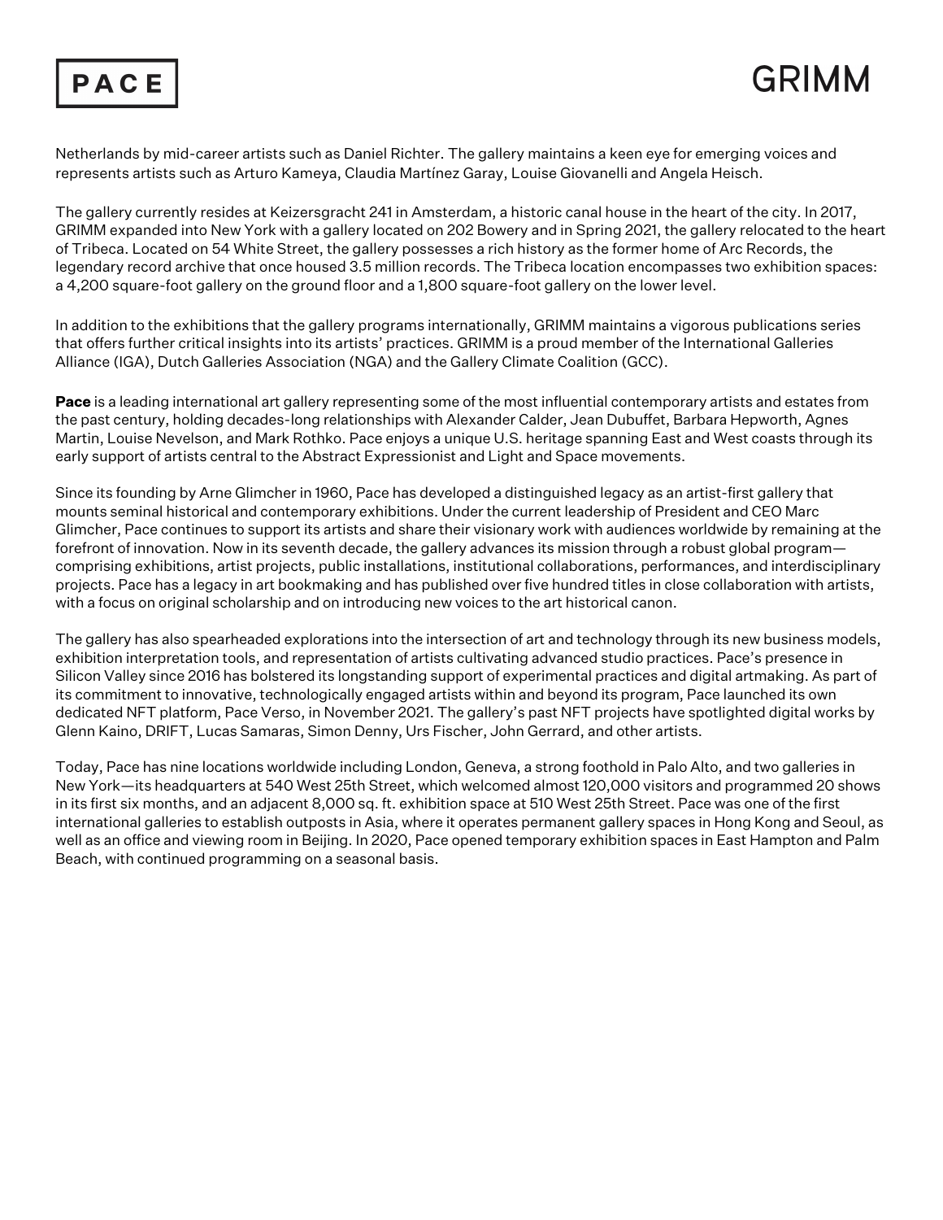Netherlands by mid-career artists such as Daniel Richter. The gallery maintains a keen eye for emerging voices and represents artists such as Arturo Kameya, Claudia Martínez Garay, Louise Giovanelli and Angela Heisch.

The gallery currently resides at Keizersgracht 241 in Amsterdam, a historic canal house in the heart of the city. In 2017, GRIMM expanded into New York with a gallery located on 202 Bowery and in Spring 2021, the gallery relocated to the heart of Tribeca. Located on 54 White Street, the gallery possesses a rich history as the former home of Arc Records, the legendary record archive that once housed 3.5 million records. The Tribeca location encompasses two exhibition spaces: a 4,200 square-foot gallery on the ground floor and a 1,800 square-foot gallery on the lower level.

In addition to the exhibitions that the gallery programs internationally, GRIMM maintains a vigorous publications series that offers further critical insights into its artists' practices. GRIMM is a proud member of the International Galleries Alliance (IGA), Dutch Galleries Association (NGA) and the Gallery Climate Coalition (GCC).

**Pace** is a leading international art gallery representing some of the most influential contemporary artists and estates from the past century, holding decades-long relationships with Alexander Calder, Jean Dubuffet, Barbara Hepworth, Agnes Martin, Louise Nevelson, and Mark Rothko. Pace enjoys a unique U.S. heritage spanning East and West coasts through its early support of artists central to the Abstract Expressionist and Light and Space movements.

Since its founding by Arne Glimcher in 1960, Pace has developed a distinguished legacy as an artist-first gallery that mounts seminal historical and contemporary exhibitions. Under the current leadership of President and CEO Marc Glimcher, Pace continues to support its artists and share their visionary work with audiences worldwide by remaining at the forefront of innovation. Now in its seventh decade, the gallery advances its mission through a robust global program—comprising exhibitions, artist projects, public installations, institutional collaborations, performances, and interdisciplinary projects. Pace has a legacy in art bookmaking and has published over five hundred titles in close collaboration with artists, with a focus on original scholarship and on introducing new voices to the art historical canon.

The gallery has also spearheaded explorations into the intersection of art and technology through its new business models, exhibition interpretation tools, and representation of artists cultivating advanced studio practices. Pace's presence in Silicon Valley since 2016 has bolstered its longstanding support of experimental practices and digital artmaking. As part of its commitment to innovative, technologically engaged artists within and beyond its program, Pace launched its own dedicated NFT platform, Pace Verso, in November 2021. The gallery's past NFT projects have spotlighted digital works by Glenn Kaino, DRIFT, Lucas Samaras, Simon Denny, Urs Fischer, John Gerrard, and other artists.

Today, Pace has nine locations worldwide including London, Geneva, a strong foothold in Palo Alto, and two galleries in New York—its headquarters at 540 West 25th Street, which welcomed almost 120,000 visitors and programmed 20 shows in its first six months, and an adjacent 8,000 sq. ft. exhibition space at 510 West 25th Street. Pace was one of the first international galleries to establish outposts in Asia, where it operates permanent gallery spaces in Hong Kong and Seoul, as well as an office and viewing room in Beijing. In 2020, Pace opened temporary exhibition spaces in East Hampton and Palm Beach, with continued programming on a seasonal basis.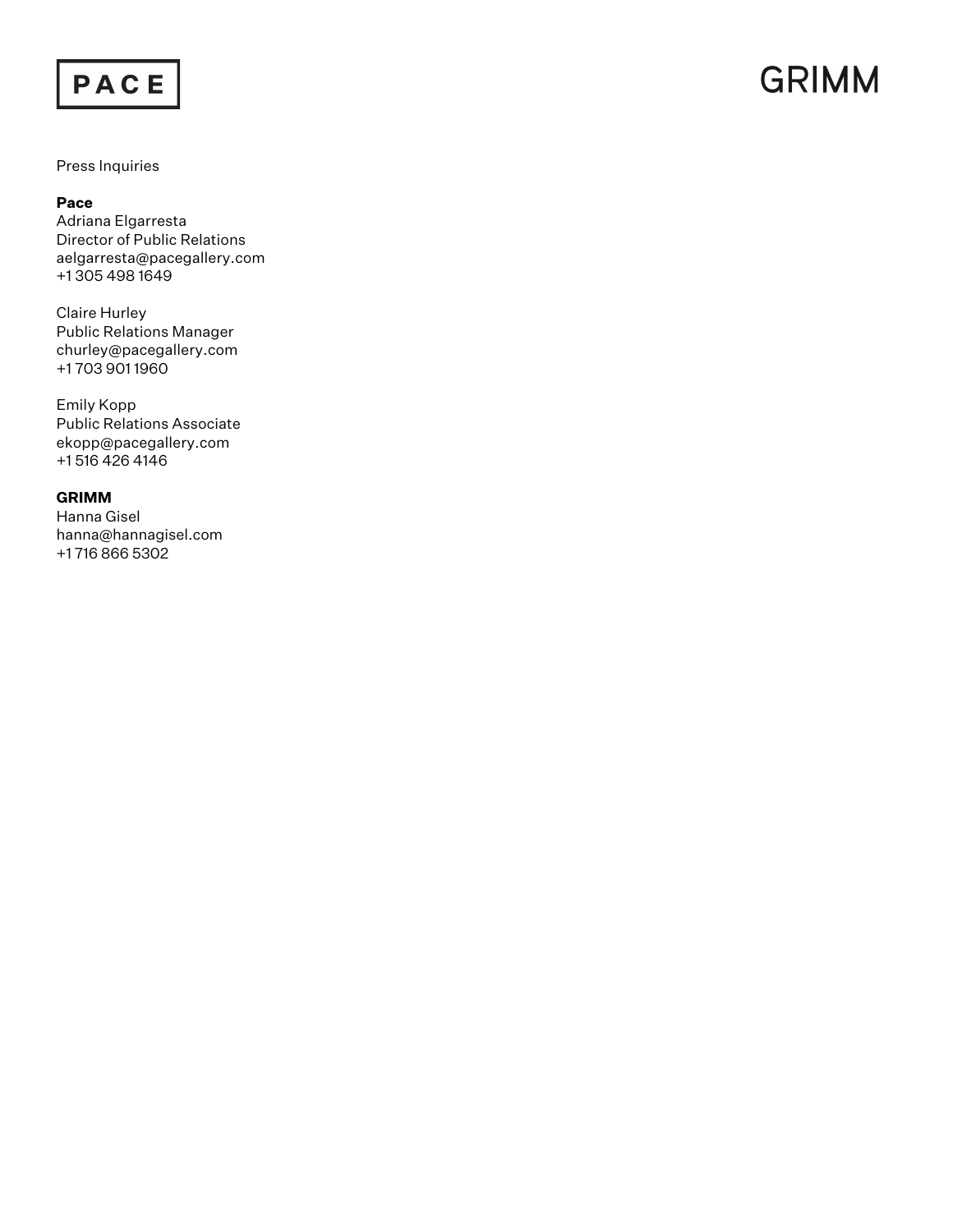PACE

GRIMM

Press Inquiries

**Pace**
Adriana Elgarresta
Director of Public Relations
aelgarresta@pacegallery.com
+1 305 498 1649

Claire Hurley
Public Relations Manager
churley@pacegallery.com
+1 703 901 1960

Emily Kopp
Public Relations Associate
ekopp@pacegallery.com
+1 516 426 4146

**GRIMM**
Hanna Gisel
hanna@hannagisel.com
+1 716 866 5302